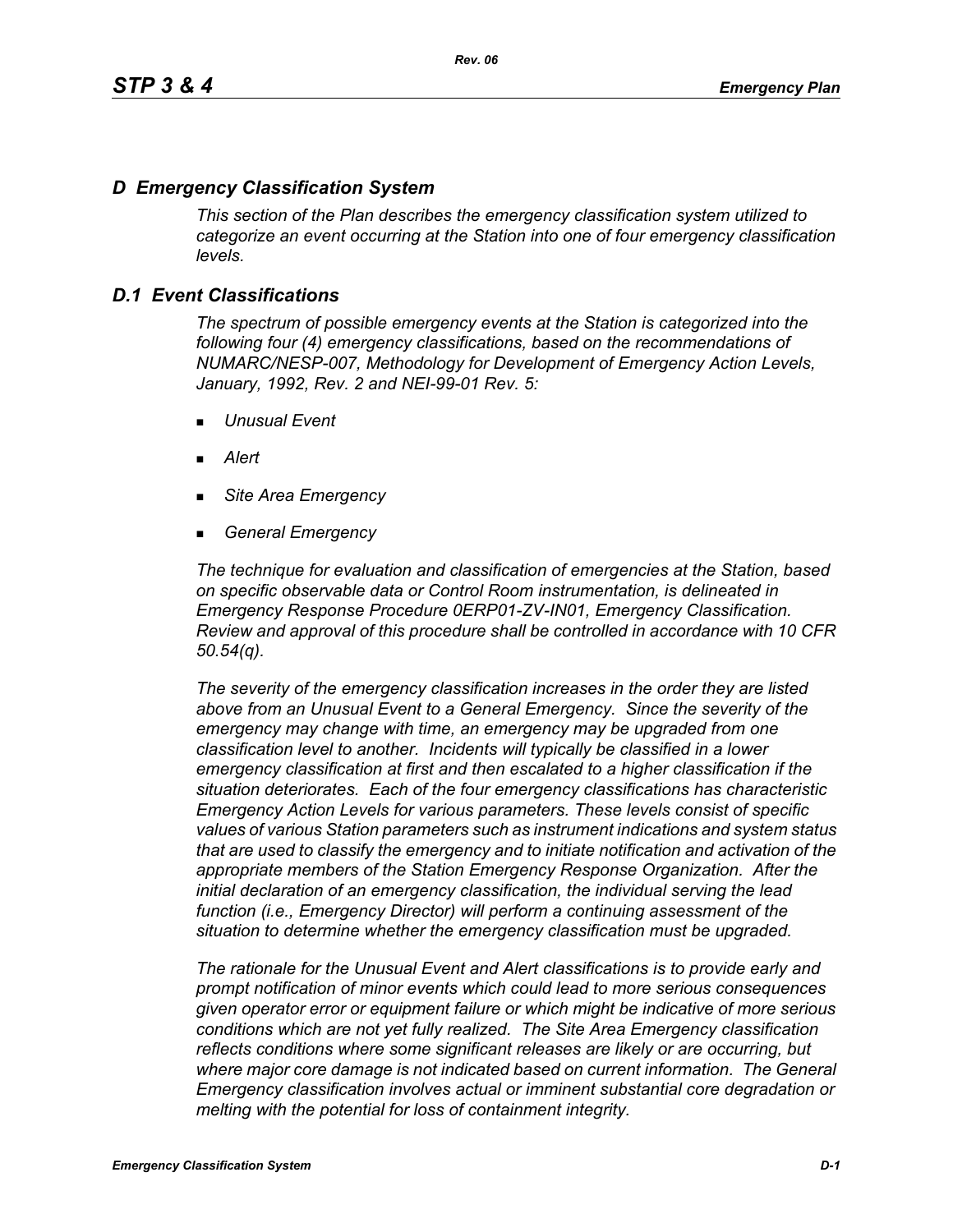# *D Emergency Classification System*

*This section of the Plan describes the emergency classification system utilized to categorize an event occurring at the Station into one of four emergency classification levels.*

## *D.1 Event Classifications*

*The spectrum of possible emergency events at the Station is categorized into the following four (4) emergency classifications, based on the recommendations of NUMARC/NESP-007, Methodology for Development of Emergency Action Levels, January, 1992, Rev. 2 and NEI-99-01 Rev. 5:*

- *Unusual Event*
- *Alert*
- *Site Area Emergency*
- *General Emergency*

*The technique for evaluation and classification of emergencies at the Station, based on specific observable data or Control Room instrumentation, is delineated in Emergency Response Procedure 0ERP01-ZV-IN01, Emergency Classification. Review and approval of this procedure shall be controlled in accordance with 10 CFR 50.54(q).*

*The severity of the emergency classification increases in the order they are listed above from an Unusual Event to a General Emergency. Since the severity of the emergency may change with time, an emergency may be upgraded from one classification level to another. Incidents will typically be classified in a lower emergency classification at first and then escalated to a higher classification if the situation deteriorates. Each of the four emergency classifications has characteristic Emergency Action Levels for various parameters. These levels consist of specific values of various Station parameters such as instrument indications and system status that are used to classify the emergency and to initiate notification and activation of the appropriate members of the Station Emergency Response Organization. After the initial declaration of an emergency classification, the individual serving the lead function (i.e., Emergency Director) will perform a continuing assessment of the situation to determine whether the emergency classification must be upgraded.*

*The rationale for the Unusual Event and Alert classifications is to provide early and prompt notification of minor events which could lead to more serious consequences given operator error or equipment failure or which might be indicative of more serious conditions which are not yet fully realized. The Site Area Emergency classification reflects conditions where some significant releases are likely or are occurring, but where major core damage is not indicated based on current information. The General Emergency classification involves actual or imminent substantial core degradation or melting with the potential for loss of containment integrity.*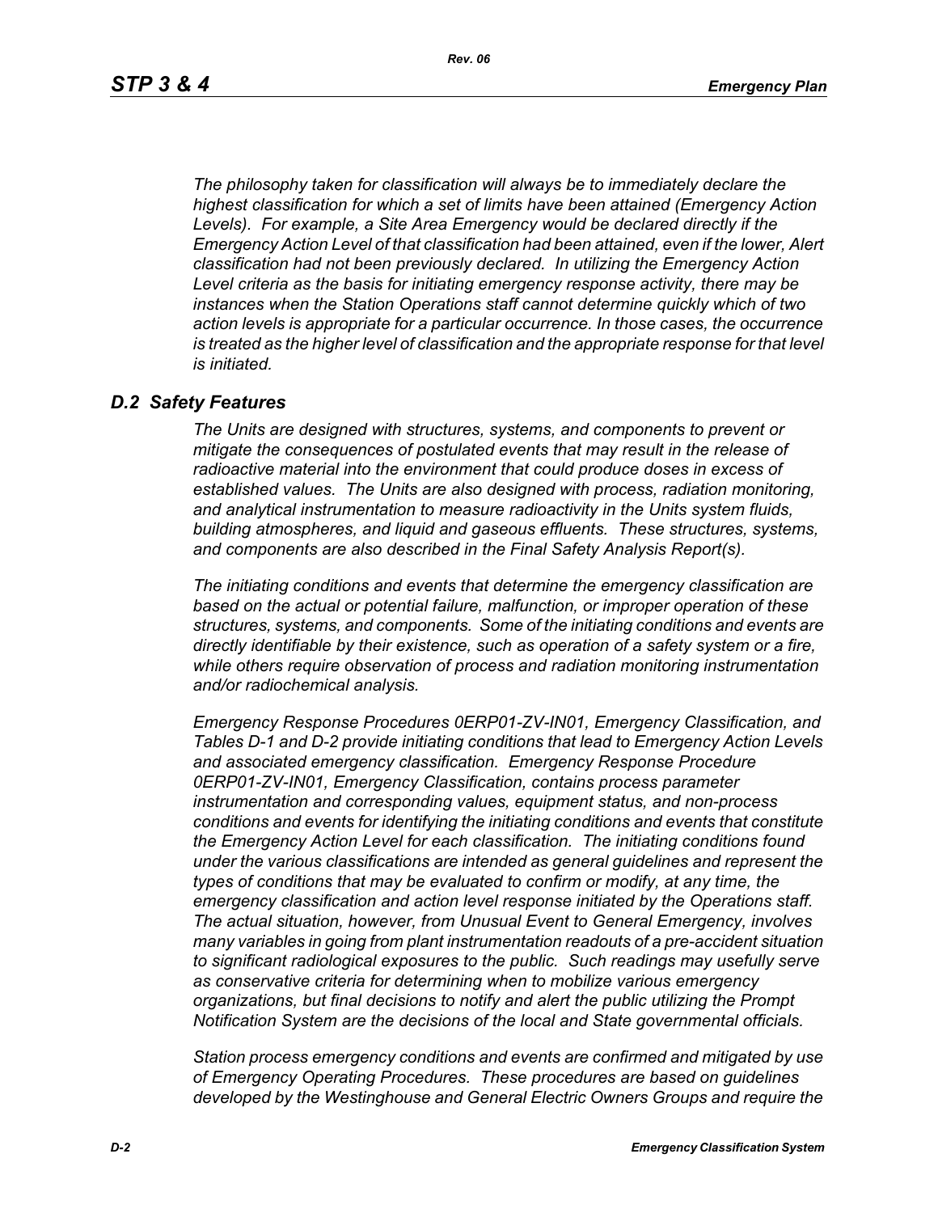*The philosophy taken for classification will always be to immediately declare the highest classification for which a set of limits have been attained (Emergency Action Levels). For example, a Site Area Emergency would be declared directly if the Emergency Action Level of that classification had been attained, even if the lower, Alert classification had not been previously declared. In utilizing the Emergency Action Level criteria as the basis for initiating emergency response activity, there may be instances when the Station Operations staff cannot determine quickly which of two action levels is appropriate for a particular occurrence. In those cases, the occurrence is treated as the higher level of classification and the appropriate response for that level is initiated.*

## *D.2 Safety Features*

*The Units are designed with structures, systems, and components to prevent or mitigate the consequences of postulated events that may result in the release of radioactive material into the environment that could produce doses in excess of established values. The Units are also designed with process, radiation monitoring, and analytical instrumentation to measure radioactivity in the Units system fluids, building atmospheres, and liquid and gaseous effluents. These structures, systems, and components are also described in the Final Safety Analysis Report(s).*

*The initiating conditions and events that determine the emergency classification are based on the actual or potential failure, malfunction, or improper operation of these structures, systems, and components. Some of the initiating conditions and events are directly identifiable by their existence, such as operation of a safety system or a fire, while others require observation of process and radiation monitoring instrumentation and/or radiochemical analysis.*

*Emergency Response Procedures 0ERP01-ZV-IN01, Emergency Classification, and Tables D-1 and D-2 provide initiating conditions that lead to Emergency Action Levels and associated emergency classification. Emergency Response Procedure 0ERP01-ZV-IN01, Emergency Classification, contains process parameter instrumentation and corresponding values, equipment status, and non-process conditions and events for identifying the initiating conditions and events that constitute the Emergency Action Level for each classification. The initiating conditions found under the various classifications are intended as general guidelines and represent the types of conditions that may be evaluated to confirm or modify, at any time, the emergency classification and action level response initiated by the Operations staff. The actual situation, however, from Unusual Event to General Emergency, involves many variables in going from plant instrumentation readouts of a pre-accident situation to significant radiological exposures to the public. Such readings may usefully serve as conservative criteria for determining when to mobilize various emergency organizations, but final decisions to notify and alert the public utilizing the Prompt Notification System are the decisions of the local and State governmental officials.*

*Station process emergency conditions and events are confirmed and mitigated by use of Emergency Operating Procedures. These procedures are based on guidelines developed by the Westinghouse and General Electric Owners Groups and require the*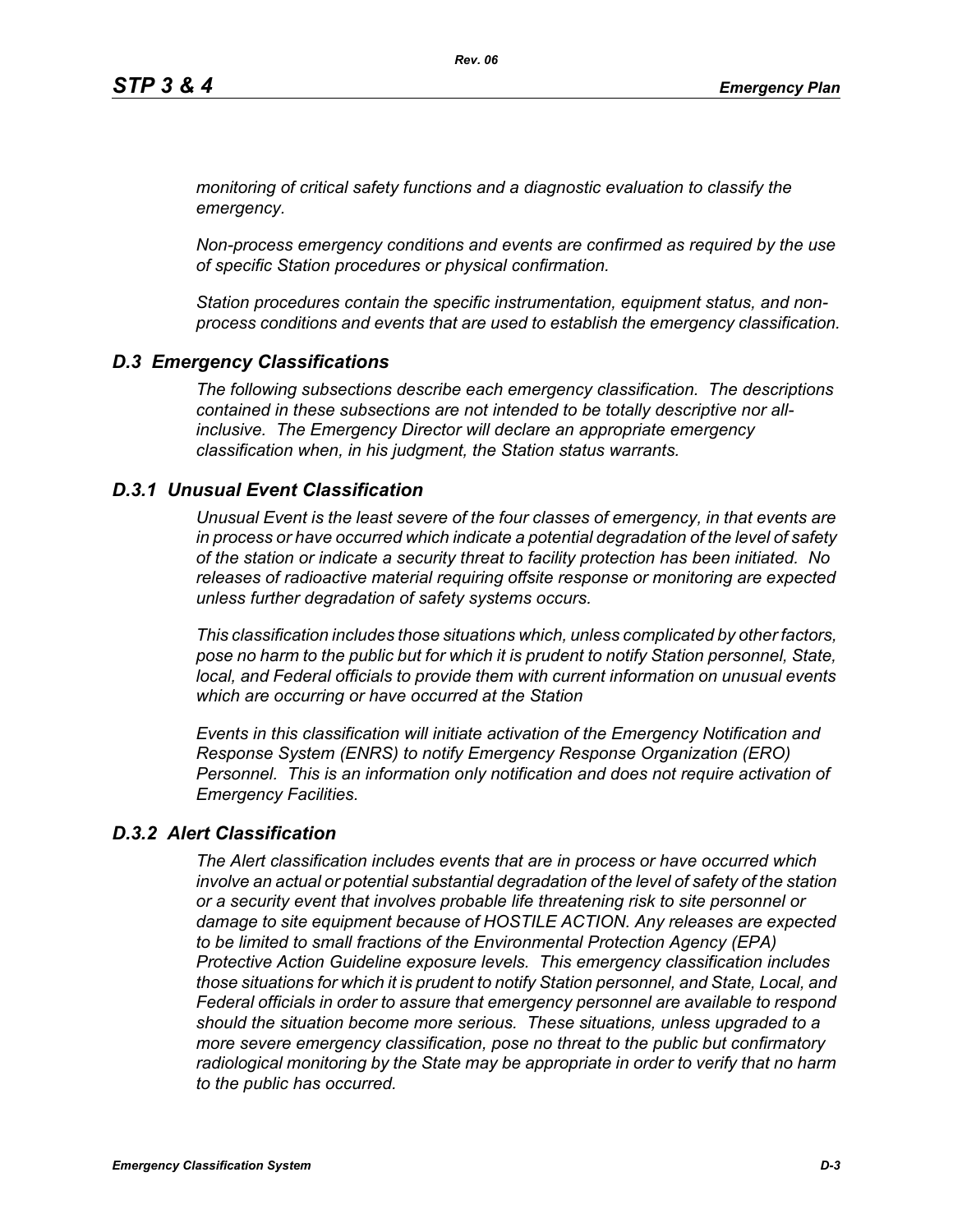*monitoring of critical safety functions and a diagnostic evaluation to classify the emergency.*

*Non-process emergency conditions and events are confirmed as required by the use of specific Station procedures or physical confirmation.*

*Station procedures contain the specific instrumentation, equipment status, and non-process conditions and events that are used to establish the emergency classification.*

## *D.3 Emergency Classifications*

*The following subsections describe each emergency classification. The descriptions contained in these subsections are not intended to be totally descriptive nor all-inclusive. The Emergency Director will declare an appropriate emergency classification when, in his judgment, the Station status warrants.*

### *D.3.1 Unusual Event Classification*

*Unusual Event is the least severe of the four classes of emergency, in that events are in process or have occurred which indicate a potential degradation of the level of safety of the station or indicate a security threat to facility protection has been initiated. No releases of radioactive material requiring offsite response or monitoring are expected unless further degradation of safety systems occurs.*

*This classification includes those situations which, unless complicated by other factors, pose no harm to the public but for which it is prudent to notify Station personnel, State, local, and Federal officials to provide them with current information on unusual events which are occurring or have occurred at the Station*

*Events in this classification will initiate activation of the Emergency Notification and Response System (ENRS) to notify Emergency Response Organization (ERO) Personnel. This is an information only notification and does not require activation of Emergency Facilities.*

### *D.3.2 Alert Classification*

*The Alert classification includes events that are in process or have occurred which involve an actual or potential substantial degradation of the level of safety of the station or a security event that involves probable life threatening risk to site personnel or damage to site equipment because of HOSTILE ACTION. Any releases are expected to be limited to small fractions of the Environmental Protection Agency (EPA) Protective Action Guideline exposure levels. This emergency classification includes those situations for which it is prudent to notify Station personnel, and State, Local, and Federal officials in order to assure that emergency personnel are available to respond should the situation become more serious. These situations, unless upgraded to a more severe emergency classification, pose no threat to the public but confirmatory radiological monitoring by the State may be appropriate in order to verify that no harm to the public has occurred.*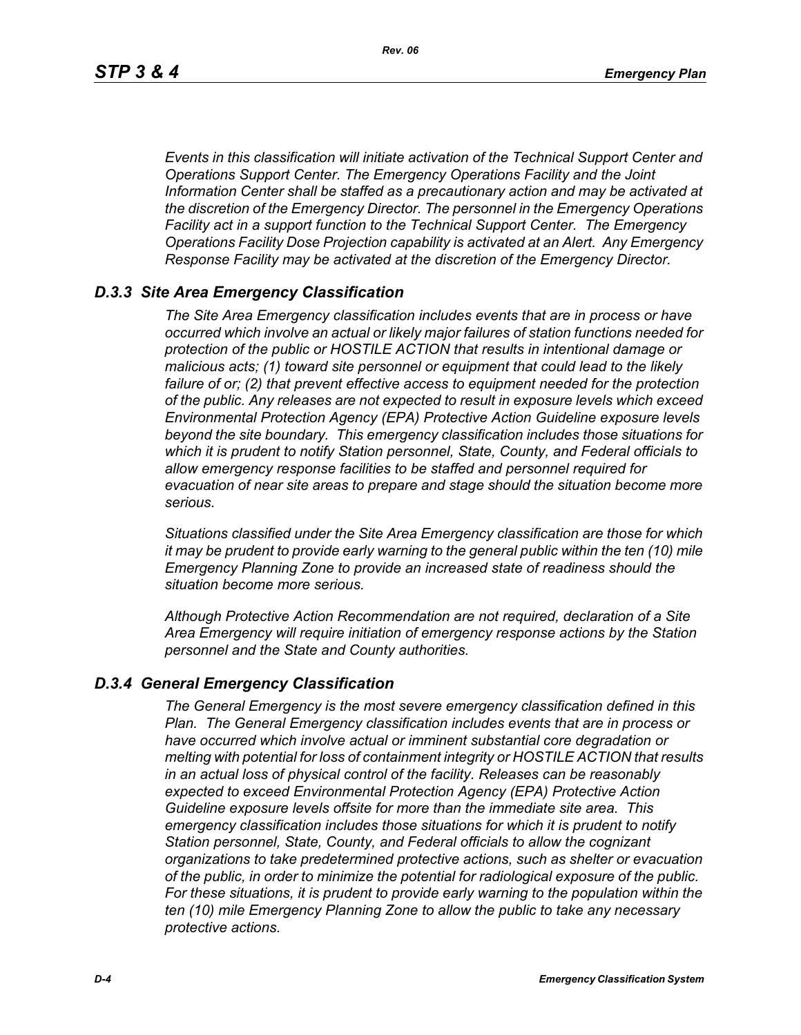*Events in this classification will initiate activation of the Technical Support Center and Operations Support Center. The Emergency Operations Facility and the Joint Information Center shall be staffed as a precautionary action and may be activated at the discretion of the Emergency Director. The personnel in the Emergency Operations Facility act in a support function to the Technical Support Center. The Emergency Operations Facility Dose Projection capability is activated at an Alert. Any Emergency Response Facility may be activated at the discretion of the Emergency Director.*

### *D.3.3 Site Area Emergency Classification*

*The Site Area Emergency classification includes events that are in process or have occurred which involve an actual or likely major failures of station functions needed for protection of the public or HOSTILE ACTION that results in intentional damage or malicious acts; (1) toward site personnel or equipment that could lead to the likely failure of or; (2) that prevent effective access to equipment needed for the protection of the public. Any releases are not expected to result in exposure levels which exceed Environmental Protection Agency (EPA) Protective Action Guideline exposure levels beyond the site boundary. This emergency classification includes those situations for which it is prudent to notify Station personnel, State, County, and Federal officials to allow emergency response facilities to be staffed and personnel required for evacuation of near site areas to prepare and stage should the situation become more serious.*

*Situations classified under the Site Area Emergency classification are those for which it may be prudent to provide early warning to the general public within the ten (10) mile Emergency Planning Zone to provide an increased state of readiness should the situation become more serious.*

*Although Protective Action Recommendation are not required, declaration of a Site Area Emergency will require initiation of emergency response actions by the Station personnel and the State and County authorities.*

### *D.3.4 General Emergency Classification*

*The General Emergency is the most severe emergency classification defined in this Plan. The General Emergency classification includes events that are in process or have occurred which involve actual or imminent substantial core degradation or melting with potential for loss of containment integrity or HOSTILE ACTION that results in an actual loss of physical control of the facility. Releases can be reasonably expected to exceed Environmental Protection Agency (EPA) Protective Action Guideline exposure levels offsite for more than the immediate site area. This emergency classification includes those situations for which it is prudent to notify Station personnel, State, County, and Federal officials to allow the cognizant organizations to take predetermined protective actions, such as shelter or evacuation of the public, in order to minimize the potential for radiological exposure of the public. For these situations, it is prudent to provide early warning to the population within the ten (10) mile Emergency Planning Zone to allow the public to take any necessary protective actions.*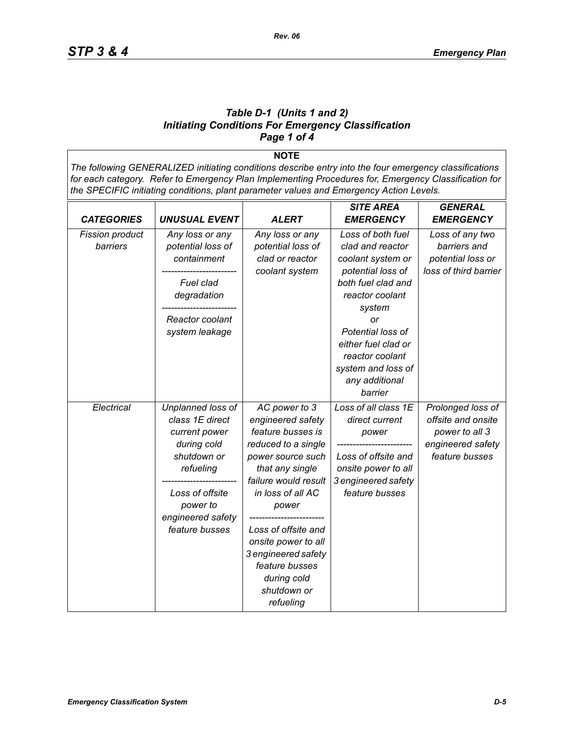### *Table D-1 (Units 1 and 2)*
### *Initiating Conditions For Emergency Classification*
### *Page 1 of 4*

**NOTE**

*The following GENERALIZED initiating conditions describe entry into the four emergency classifications for each category. Refer to Emergency Plan Implementing Procedures for, Emergency Classification for the SPECIFIC initiating conditions, plant parameter values and Emergency Action Levels.*

| *CATEGORIES* | *UNUSUAL EVENT* | *ALERT* | *SITE AREA EMERGENCY* | *GENERAL EMERGENCY* |
|---|---|---|---|---|
| *Fission product barriers* | *Any loss or any potential loss of containment*<br>------------------------<br>*Fuel clad degradation*<br>------------------------<br>*Reactor coolant system leakage* | *Any loss or any potential loss of clad or reactor coolant system* | *Loss of both fuel clad and reactor coolant system or potential loss of both fuel clad and reactor coolant system*<br>*or*<br>*Potential loss of either fuel clad or reactor coolant system and loss of any additional barrier* | *Loss of any two barriers and potential loss or loss of third barrier* |
| *Electrical* | *Unplanned loss of class 1E direct current power during cold shutdown or refueling*<br>------------------------<br>*Loss of offsite power to engineered safety feature busses* | *AC power to 3 engineered safety feature busses is reduced to a single power source such that any single failure would result in loss of all AC power*<br>------------------------<br>*Loss of offsite and onsite power to all 3 engineered safety feature busses during cold shutdown or refueling* | *Loss of all class 1E direct current power*<br>------------------------<br>*Loss of offsite and onsite power to all 3 engineered safety feature busses* | *Prolonged loss of offsite and onsite power to all 3 engineered safety feature busses* |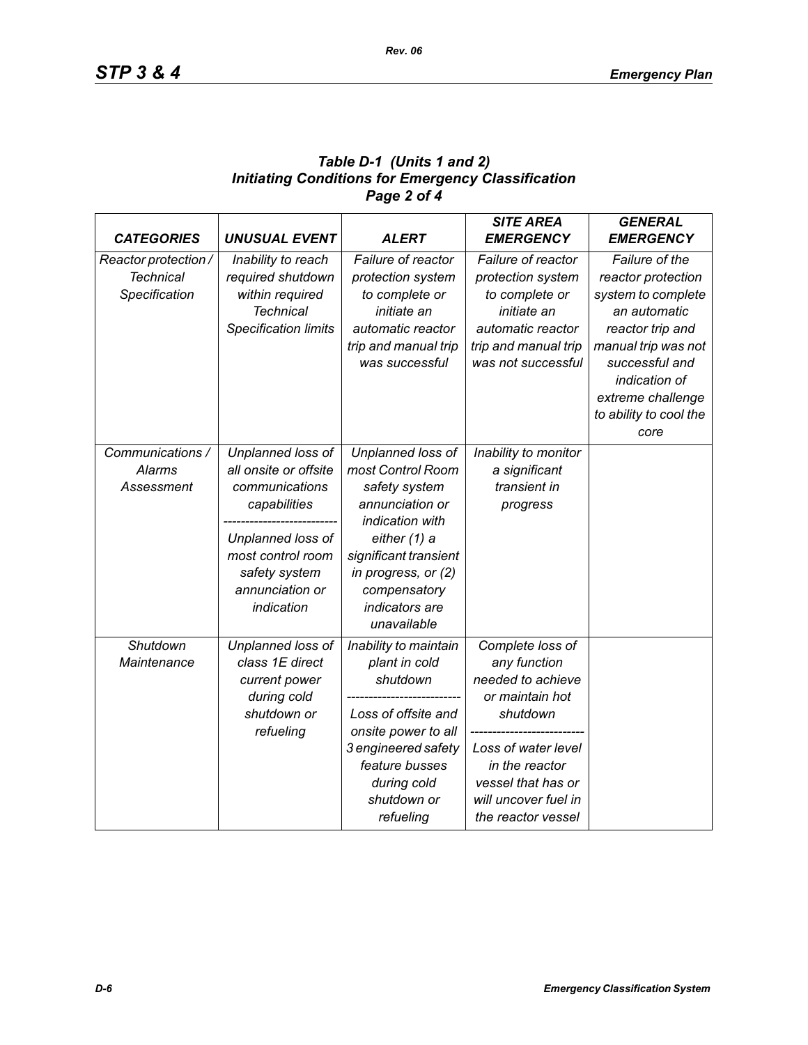***Table D-1 (Units 1 and 2)***
***Initiating Conditions for Emergency Classification***
***Page 2 of 4***

| *CATEGORIES* | *UNUSUAL EVENT* | *ALERT* | *SITE AREA EMERGENCY* | *GENERAL EMERGENCY* |
|---|---|---|---|---|
| *Reactor protection / Technical Specification* | *Inability to reach required shutdown within required Technical Specification limits* | *Failure of reactor protection system to complete or initiate an automatic reactor trip and manual trip was successful* | *Failure of reactor protection system to complete or initiate an automatic reactor trip and manual trip was not successful* | *Failure of the reactor protection system to complete an automatic reactor trip and manual trip was not successful and indication of extreme challenge to ability to cool the core* |
| *Communications / Alarms Assessment* | *Unplanned loss of all onsite or offsite communications capabilities* ------------------------- *Unplanned loss of most control room safety system annunciation or indication* | *Unplanned loss of most Control Room safety system annunciation or indication with either (1) a significant transient in progress, or (2) compensatory indicators are unavailable* | *Inability to monitor a significant transient in progress* | |
| *Shutdown Maintenance* | *Unplanned loss of class 1E direct current power during cold shutdown or refueling* | *Inability to maintain plant in cold shutdown* ------------------------- *Loss of offsite and onsite power to all 3 engineered safety feature busses during cold shutdown or refueling* | *Complete loss of any function needed to achieve or maintain hot shutdown* ------------------------- *Loss of water level in the reactor vessel that has or will uncover fuel in the reactor vessel* | |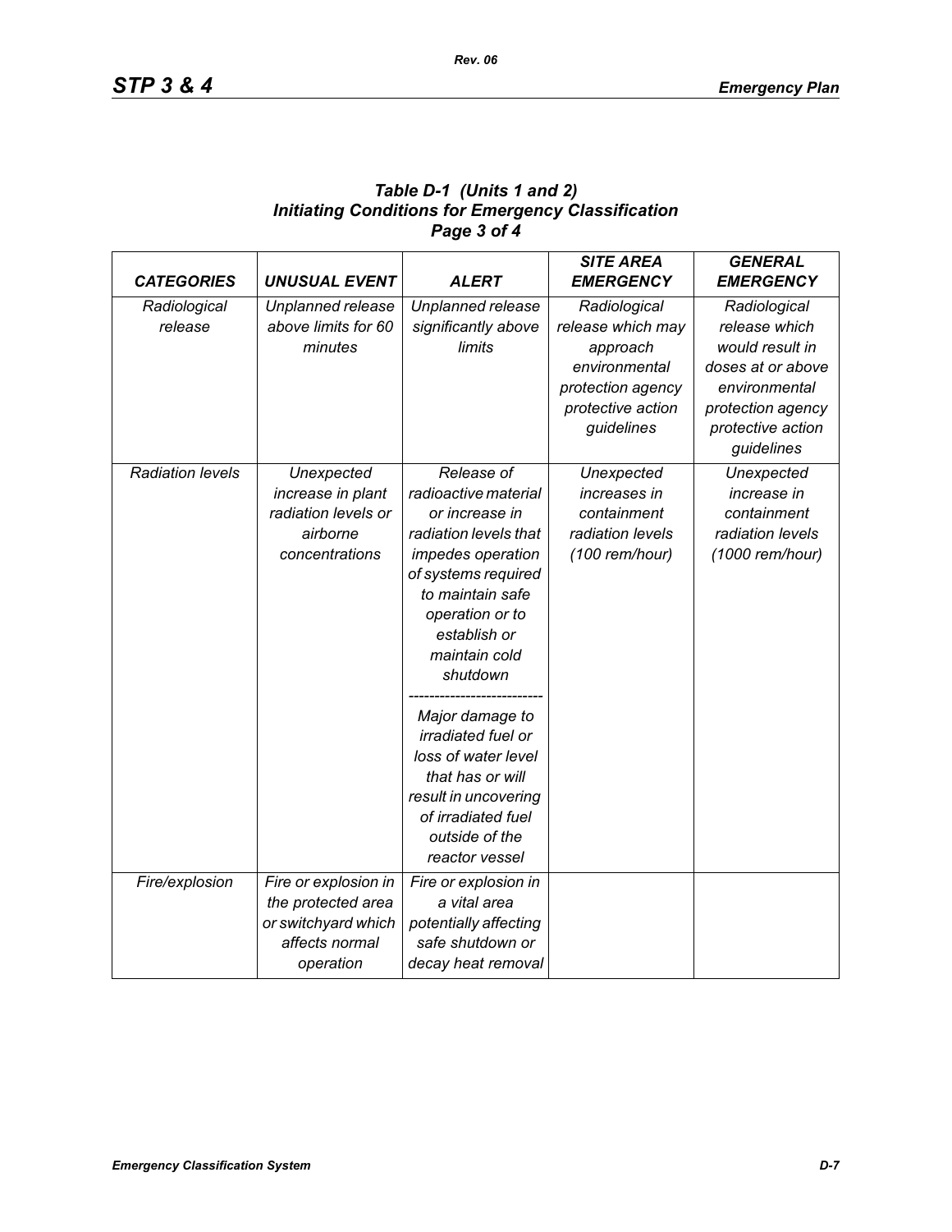***Table D-1 (Units 1 and 2)***
***Initiating Conditions for Emergency Classification***
***Page 3 of 4***

| ***CATEGORIES*** | ***UNUSUAL EVENT*** | ***ALERT*** | ***SITE AREA EMERGENCY*** | ***GENERAL EMERGENCY*** |
|---|---|---|---|---|
| *Radiological release* | *Unplanned release above limits for 60 minutes* | *Unplanned release significantly above limits* | *Radiological release which may approach environmental protection agency protective action guidelines* | *Radiological release which would result in doses at or above environmental protection agency protective action guidelines* |
| *Radiation levels* | *Unexpected increase in plant radiation levels or airborne concentrations* | *Release of radioactive material or increase in radiation levels that impedes operation of systems required to maintain safe operation or to establish or maintain cold shutdown* <br> ------------------------- <br> *Major damage to irradiated fuel or loss of water level that has or will result in uncovering of irradiated fuel outside of the reactor vessel* | *Unexpected increases in containment radiation levels (100 rem/hour)* | *Unexpected increase in containment radiation levels (1000 rem/hour)* |
| *Fire/explosion* | *Fire or explosion in the protected area or switchyard which affects normal operation* | *Fire or explosion in a vital area potentially affecting safe shutdown or decay heat removal* | | |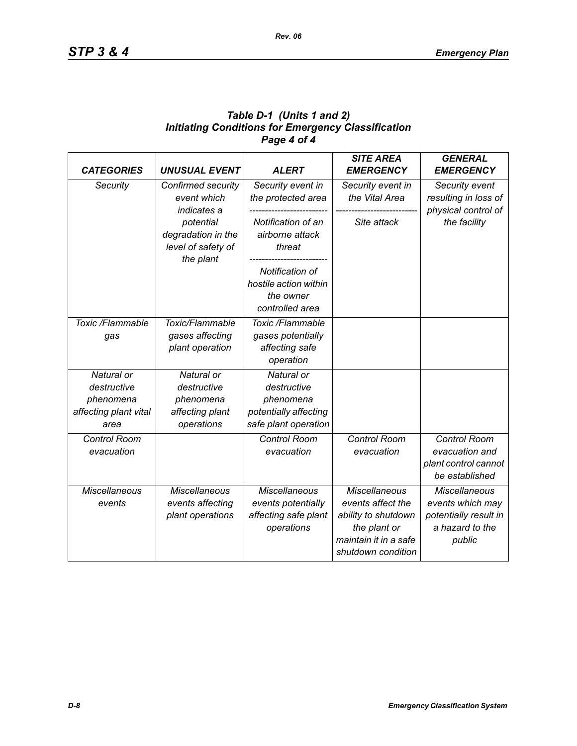**Table D-1 (Units 1 and 2)**
**Initiating Conditions for Emergency Classification**
**Page 4 of 4**

| *CATEGORIES* | *UNUSUAL EVENT* | *ALERT* | *SITE AREA EMERGENCY* | *GENERAL EMERGENCY* |
|---|---|---|---|---|
| *Security* | *Confirmed security event which indicates a potential degradation in the level of safety of the plant* | *Security event in the protected area* ------------------------- *Notification of an airborne attack threat* ------------------------- *Notification of hostile action within the owner controlled area* | *Security event in the Vital Area* ------------------------- *Site attack* | *Security event resulting in loss of physical control of the facility* |
| *Toxic /Flammable gas* | *Toxic/Flammable gases affecting plant operation* | *Toxic /Flammable gases potentially affecting safe operation* | | |
| *Natural or destructive phenomena affecting plant vital area* | *Natural or destructive phenomena affecting plant operations* | *Natural or destructive phenomena potentially affecting safe plant operation* | | |
| *Control Room evacuation* | | *Control Room evacuation* | *Control Room evacuation* | *Control Room evacuation and plant control cannot be established* |
| *Miscellaneous events* | *Miscellaneous events affecting plant operations* | *Miscellaneous events potentially affecting safe plant operations* | *Miscellaneous events affect the ability to shutdown the plant or maintain it in a safe shutdown condition* | *Miscellaneous events which may potentially result in a hazard to the public* |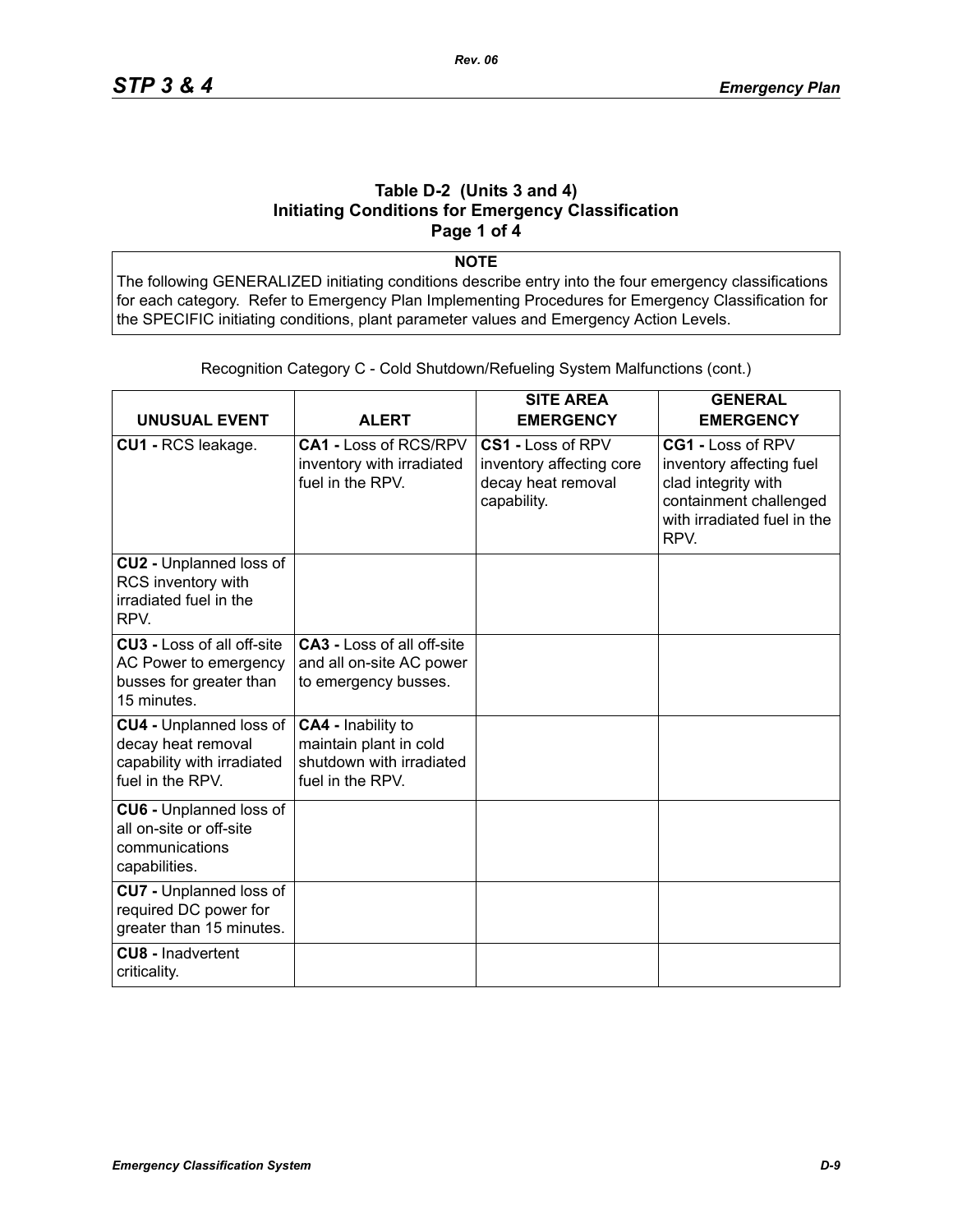## Table D-2 (Units 3 and 4) Initiating Conditions for Emergency Classification Page 1 of 4

**NOTE**

The following GENERALIZED initiating conditions describe entry into the four emergency classifications for each category. Refer to Emergency Plan Implementing Procedures for Emergency Classification for the SPECIFIC initiating conditions, plant parameter values and Emergency Action Levels.

Recognition Category C - Cold Shutdown/Refueling System Malfunctions (cont.)

| UNUSUAL EVENT | ALERT | SITE AREA EMERGENCY | GENERAL EMERGENCY |
|---|---|---|---|
| **CU1 -** RCS leakage. | **CA1 -** Loss of RCS/RPV inventory with irradiated fuel in the RPV. | **CS1 -** Loss of RPV inventory affecting core decay heat removal capability. | **CG1 -** Loss of RPV inventory affecting fuel clad integrity with containment challenged with irradiated fuel in the RPV. |
| **CU2 -** Unplanned loss of RCS inventory with irradiated fuel in the RPV. | | | |
| **CU3 -** Loss of all off-site AC Power to emergency busses for greater than 15 minutes. | **CA3 -** Loss of all off-site and all on-site AC power to emergency busses. | | |
| **CU4 -** Unplanned loss of decay heat removal capability with irradiated fuel in the RPV. | **CA4 -** Inability to maintain plant in cold shutdown with irradiated fuel in the RPV. | | |
| **CU6 -** Unplanned loss of all on-site or off-site communications capabilities. | | | |
| **CU7 -** Unplanned loss of required DC power for greater than 15 minutes. | | | |
| **CU8 -** Inadvertent criticality. | | | |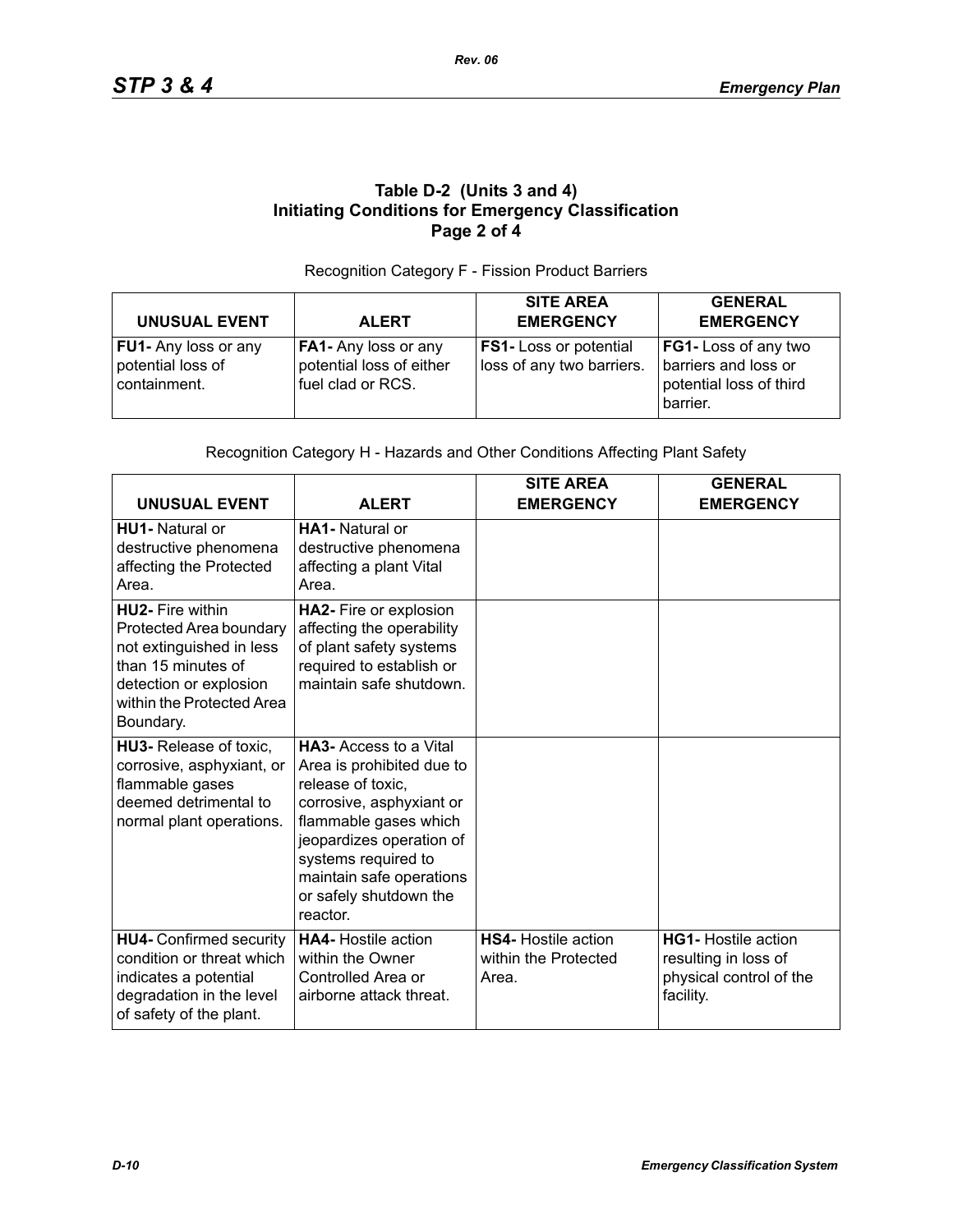**Table D-2 (Units 3 and 4)**
**Initiating Conditions for Emergency Classification**
**Page 2 of 4**

Recognition Category F - Fission Product Barriers

| UNUSUAL EVENT | ALERT | SITE AREA EMERGENCY | GENERAL EMERGENCY |
|---|---|---|---|
| **FU1-** Any loss or any potential loss of containment. | **FA1-** Any loss or any potential loss of either fuel clad or RCS. | **FS1-** Loss or potential loss of any two barriers. | **FG1-** Loss of any two barriers and loss or potential loss of third barrier. |

Recognition Category H - Hazards and Other Conditions Affecting Plant Safety

| UNUSUAL EVENT | ALERT | SITE AREA EMERGENCY | GENERAL EMERGENCY |
|---|---|---|---|
| **HU1-** Natural or destructive phenomena affecting the Protected Area. | **HA1-** Natural or destructive phenomena affecting a plant Vital Area. | | |
| **HU2-** Fire within Protected Area boundary not extinguished in less than 15 minutes of detection or explosion within the Protected Area Boundary. | **HA2-** Fire or explosion affecting the operability of plant safety systems required to establish or maintain safe shutdown. | | |
| **HU3-** Release of toxic, corrosive, asphyxiant, or flammable gases deemed detrimental to normal plant operations. | **HA3-** Access to a Vital Area is prohibited due to release of toxic, corrosive, asphyxiant or flammable gases which jeopardizes operation of systems required to maintain safe operations or safely shutdown the reactor. | | |
| **HU4-** Confirmed security condition or threat which indicates a potential degradation in the level of safety of the plant. | **HA4-** Hostile action within the Owner Controlled Area or airborne attack threat. | **HS4-** Hostile action within the Protected Area. | **HG1-** Hostile action resulting in loss of physical control of the facility. |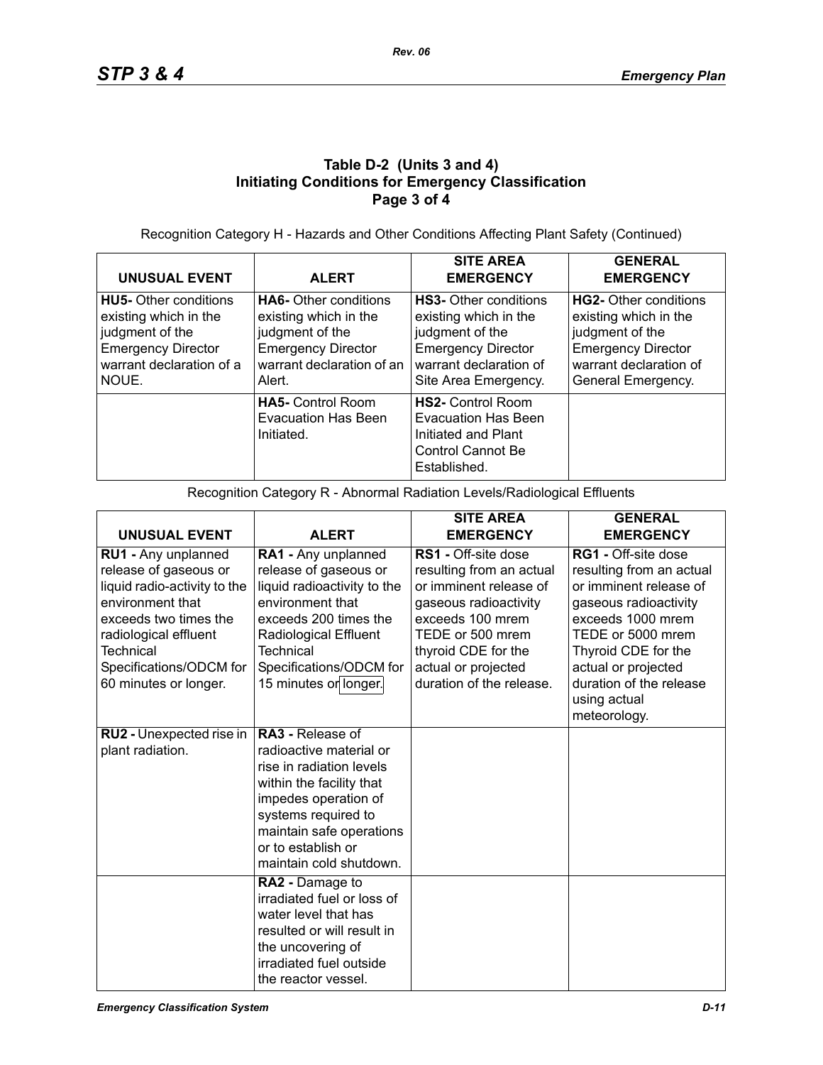### Table D-2 (Units 3 and 4)
### Initiating Conditions for Emergency Classification
### Page 3 of 4

Recognition Category H - Hazards and Other Conditions Affecting Plant Safety (Continued)

| UNUSUAL EVENT | ALERT | SITE AREA EMERGENCY | GENERAL EMERGENCY |
|---|---|---|---|
| **HU5-** Other conditions existing which in the judgment of the Emergency Director warrant declaration of a NOUE. | **HA6-** Other conditions existing which in the judgment of the Emergency Director warrant declaration of an Alert. | **HS3-** Other conditions existing which in the judgment of the Emergency Director warrant declaration of Site Area Emergency. | **HG2-** Other conditions existing which in the judgment of the Emergency Director warrant declaration of General Emergency. |
| | **HA5-** Control Room Evacuation Has Been Initiated. | **HS2-** Control Room Evacuation Has Been Initiated and Plant Control Cannot Be Established. | |

Recognition Category R - Abnormal Radiation Levels/Radiological Effluents

| UNUSUAL EVENT | ALERT | SITE AREA EMERGENCY | GENERAL EMERGENCY |
|---|---|---|---|
| **RU1 -** Any unplanned release of gaseous or liquid radio-activity to the environment that exceeds two times the radiological effluent Technical Specifications/ODCM for 60 minutes or longer. | **RA1 -** Any unplanned release of gaseous or liquid radioactivity to the environment that exceeds 200 times the Radiological Effluent Technical Specifications/ODCM for 15 minutes or longer. | **RS1 -** Off-site dose resulting from an actual or imminent release of gaseous radioactivity exceeds 100 mrem TEDE or 500 mrem thyroid CDE for the actual or projected duration of the release. | **RG1 -** Off-site dose resulting from an actual or imminent release of gaseous radioactivity exceeds 1000 mrem TEDE or 5000 mrem Thyroid CDE for the actual or projected duration of the release using actual meteorology. |
| **RU2 -** Unexpected rise in plant radiation. | **RA3 -** Release of radioactive material or rise in radiation levels within the facility that impedes operation of systems required to maintain safe operations or to establish or maintain cold shutdown. | | |
| | **RA2 -** Damage to irradiated fuel or loss of water level that has resulted or will result in the uncovering of irradiated fuel outside the reactor vessel. | | |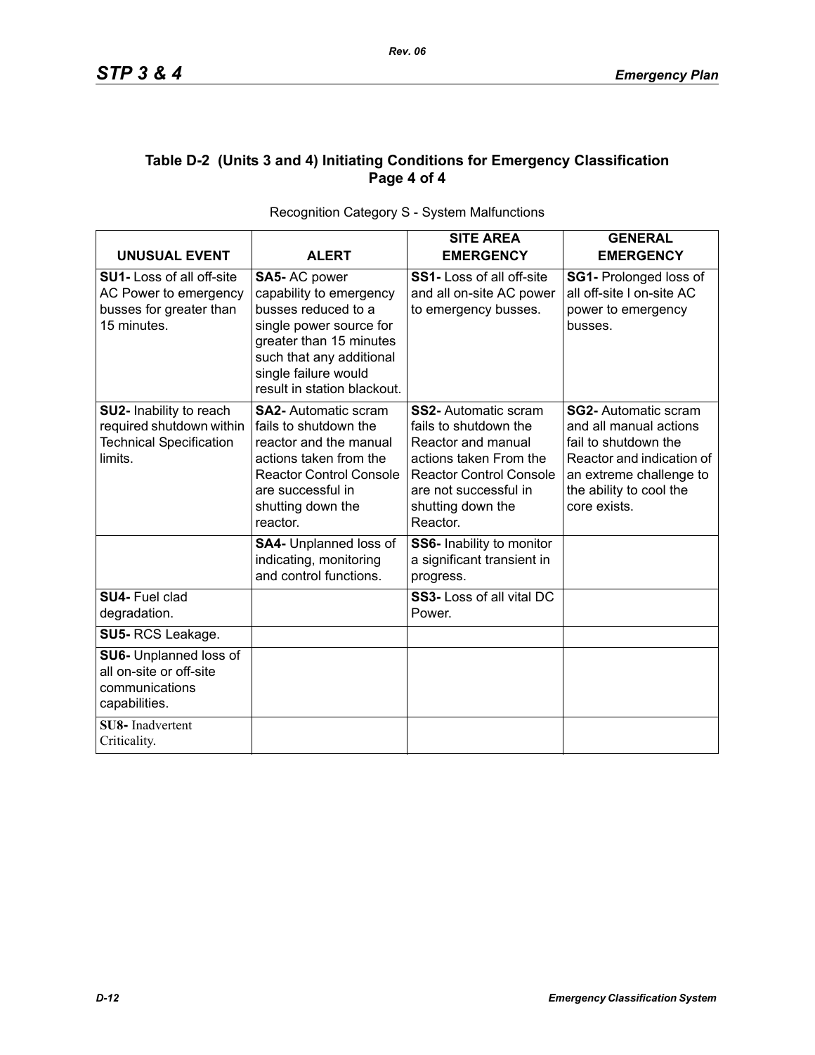### Table D-2 (Units 3 and 4) Initiating Conditions for Emergency Classification Page 4 of 4

Recognition Category S - System Malfunctions

| UNUSUAL EVENT | ALERT | SITE AREA EMERGENCY | GENERAL EMERGENCY |
|---|---|---|---|
| **SU1-** Loss of all off-site AC Power to emergency busses for greater than 15 minutes. | **SA5-** AC power capability to emergency busses reduced to a single power source for greater than 15 minutes such that any additional single failure would result in station blackout. | **SS1-** Loss of all off-site and all on-site AC power to emergency busses. | **SG1-** Prolonged loss of all off-site I on-site AC power to emergency busses. |
| **SU2-** Inability to reach required shutdown within Technical Specification limits. | **SA2-** Automatic scram fails to shutdown the reactor and the manual actions taken from the Reactor Control Console are successful in shutting down the reactor. | **SS2-** Automatic scram fails to shutdown the Reactor and manual actions taken From the Reactor Control Console are not successful in shutting down the Reactor. | **SG2-** Automatic scram and all manual actions fail to shutdown the Reactor and indication of an extreme challenge to the ability to cool the core exists. |
| | **SA4-** Unplanned loss of indicating, monitoring and control functions. | **SS6-** Inability to monitor a significant transient in progress. | |
| **SU4-** Fuel clad degradation. | | **SS3-** Loss of all vital DC Power. | |
| **SU5-** RCS Leakage. | | | |
| **SU6-** Unplanned loss of all on-site or off-site communications capabilities. | | | |
| **SU8-** Inadvertent Criticality. | | | |